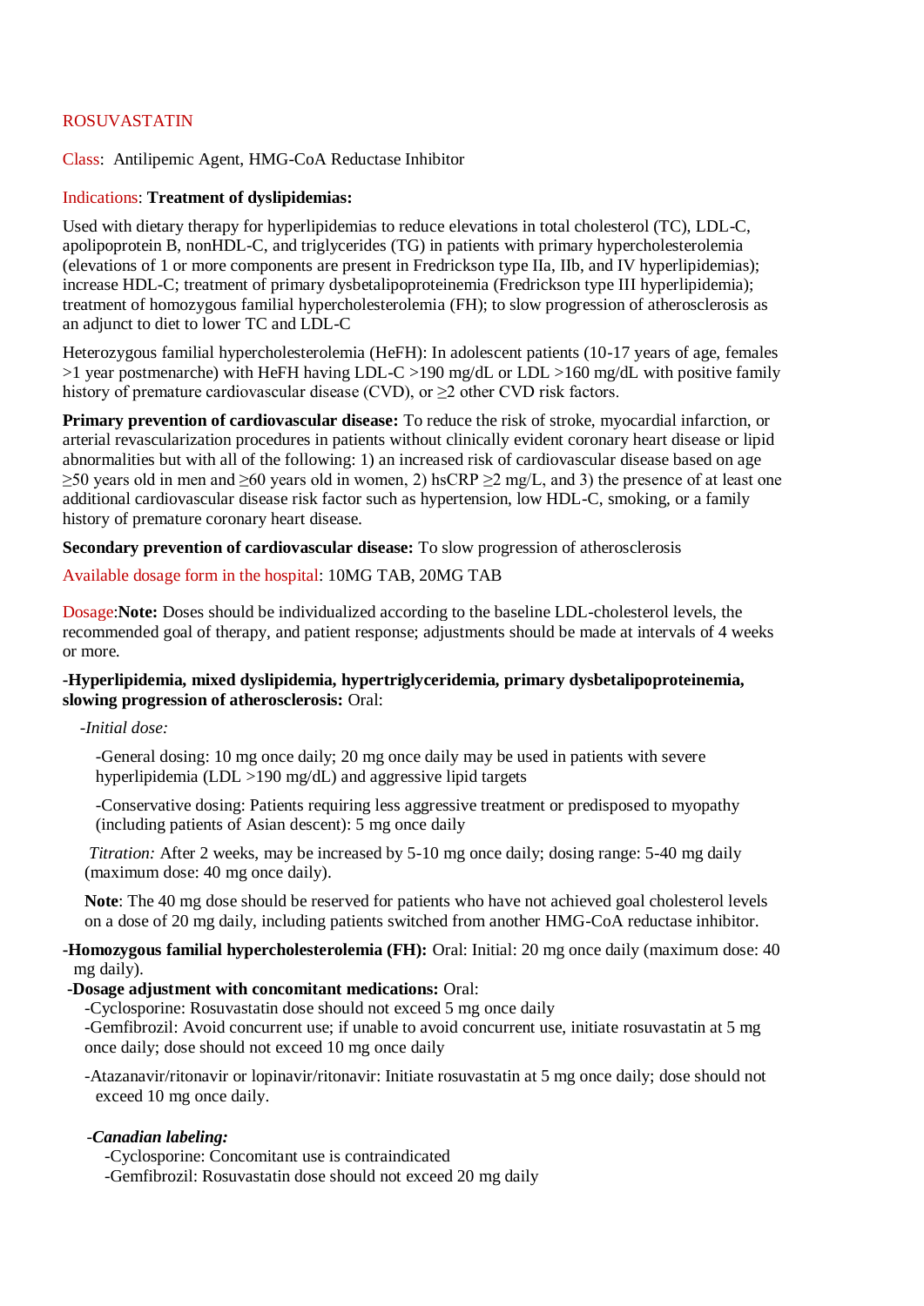ROSUVASTATIN

Class: Antilipemic Agent, HMG-CoA Reductase Inhibitor

Indications: **Treatment of dyslipidemias:**

Used with dietary therapy for hyperlipidemias to reduce elevations in total cholesterol (TC), LDL-C, apolipoprotein B, nonHDL-C, and triglycerides (TG) in patients with primary hypercholesterolemia (elevations of 1 or more components are present in Fredrickson type IIa, IIb, and IV hyperlipidemias); increase HDL-C; treatment of primary dysbetalipoproteinemia (Fredrickson type III hyperlipidemia); treatment of homozygous familial hypercholesterolemia (FH); to slow progression of atherosclerosis as an adjunct to diet to lower TC and LDL-C

Heterozygous familial hypercholesterolemia (HeFH): In adolescent patients (10-17 years of age, females >1 year postmenarche) with HeFH having LDL-C >190 mg/dL or LDL >160 mg/dL with positive family history of premature cardiovascular disease (CVD), or ≥2 other CVD risk factors.

**Primary prevention of cardiovascular disease:** To reduce the risk of stroke, myocardial infarction, or arterial revascularization procedures in patients without clinically evident coronary heart disease or lipid abnormalities but with all of the following: 1) an increased risk of cardiovascular disease based on age ≥50 years old in men and ≥60 years old in women, 2) hsCRP ≥2 mg/L, and 3) the presence of at least one additional cardiovascular disease risk factor such as hypertension, low HDL-C, smoking, or a family history of premature coronary heart disease.

**Secondary prevention of cardiovascular disease:** To slow progression of atherosclerosis

Available dosage form in the hospital: 10MG TAB, 20MG TAB

Dosage:**Note:** Doses should be individualized according to the baseline LDL-cholesterol levels, the recommended goal of therapy, and patient response; adjustments should be made at intervals of 4 weeks or more.

**-Hyperlipidemia, mixed dyslipidemia, hypertriglyceridemia, primary dysbetalipoproteinemia, slowing progression of atherosclerosis:** Oral:

-*Initial dose:*

-General dosing: 10 mg once daily; 20 mg once daily may be used in patients with severe hyperlipidemia (LDL >190 mg/dL) and aggressive lipid targets

-Conservative dosing: Patients requiring less aggressive treatment or predisposed to myopathy (including patients of Asian descent): 5 mg once daily

*Titration:* After 2 weeks, may be increased by 5-10 mg once daily; dosing range: 5-40 mg daily (maximum dose: 40 mg once daily).

**Note**: The 40 mg dose should be reserved for patients who have not achieved goal cholesterol levels on a dose of 20 mg daily, including patients switched from another HMG-CoA reductase inhibitor.

**-Homozygous familial hypercholesterolemia (FH):** Oral: Initial: 20 mg once daily (maximum dose: 40 mg daily).

**-Dosage adjustment with concomitant medications:** Oral:

-Cyclosporine: Rosuvastatin dose should not exceed 5 mg once daily

-Gemfibrozil: Avoid concurrent use; if unable to avoid concurrent use, initiate rosuvastatin at 5 mg once daily; dose should not exceed 10 mg once daily

-Atazanavir/ritonavir or lopinavir/ritonavir: Initiate rosuvastatin at 5 mg once daily; dose should not exceed 10 mg once daily.

***-Canadian labeling:***

-Cyclosporine: Concomitant use is contraindicated

-Gemfibrozil: Rosuvastatin dose should not exceed 20 mg daily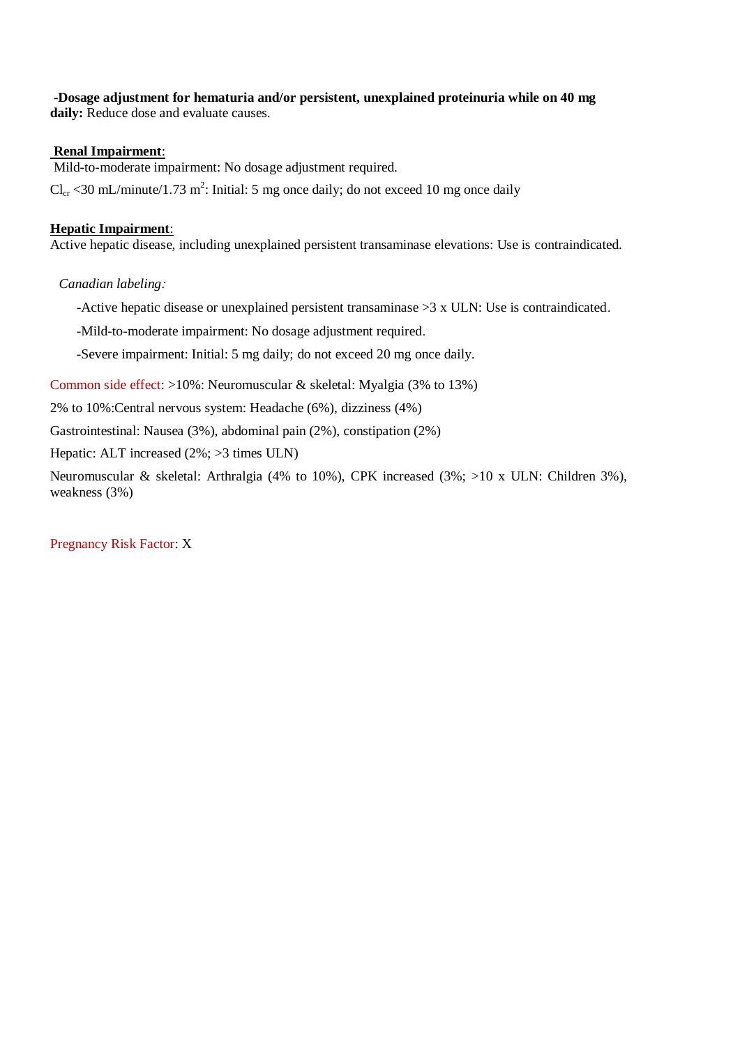**-Dosage adjustment for hematuria and/or persistent, unexplained proteinuria while on 40 mg daily:** Reduce dose and evaluate causes.

**Renal Impairment**:

Mild-to-moderate impairment: No dosage adjustment required.

$Cl_{cr}$ <30 mL/minute/1.73 $m^2$: Initial: 5 mg once daily; do not exceed 10 mg once daily

**Hepatic Impairment**:

Active hepatic disease, including unexplained persistent transaminase elevations: Use is contraindicated.

*Canadian labeling:*

-Active hepatic disease or unexplained persistent transaminase >3 x ULN: Use is contraindicated.

-Mild-to-moderate impairment: No dosage adjustment required.

-Severe impairment: Initial: 5 mg daily; do not exceed 20 mg once daily.

Common side effect: >10%: Neuromuscular & skeletal: Myalgia (3% to 13%)

2% to 10%:Central nervous system: Headache (6%), dizziness (4%)

Gastrointestinal: Nausea (3%), abdominal pain (2%), constipation (2%)

Hepatic: ALT increased (2%; >3 times ULN)

Neuromuscular & skeletal: Arthralgia (4% to 10%), CPK increased (3%; >10 x ULN: Children 3%), weakness (3%)

Pregnancy Risk Factor: X